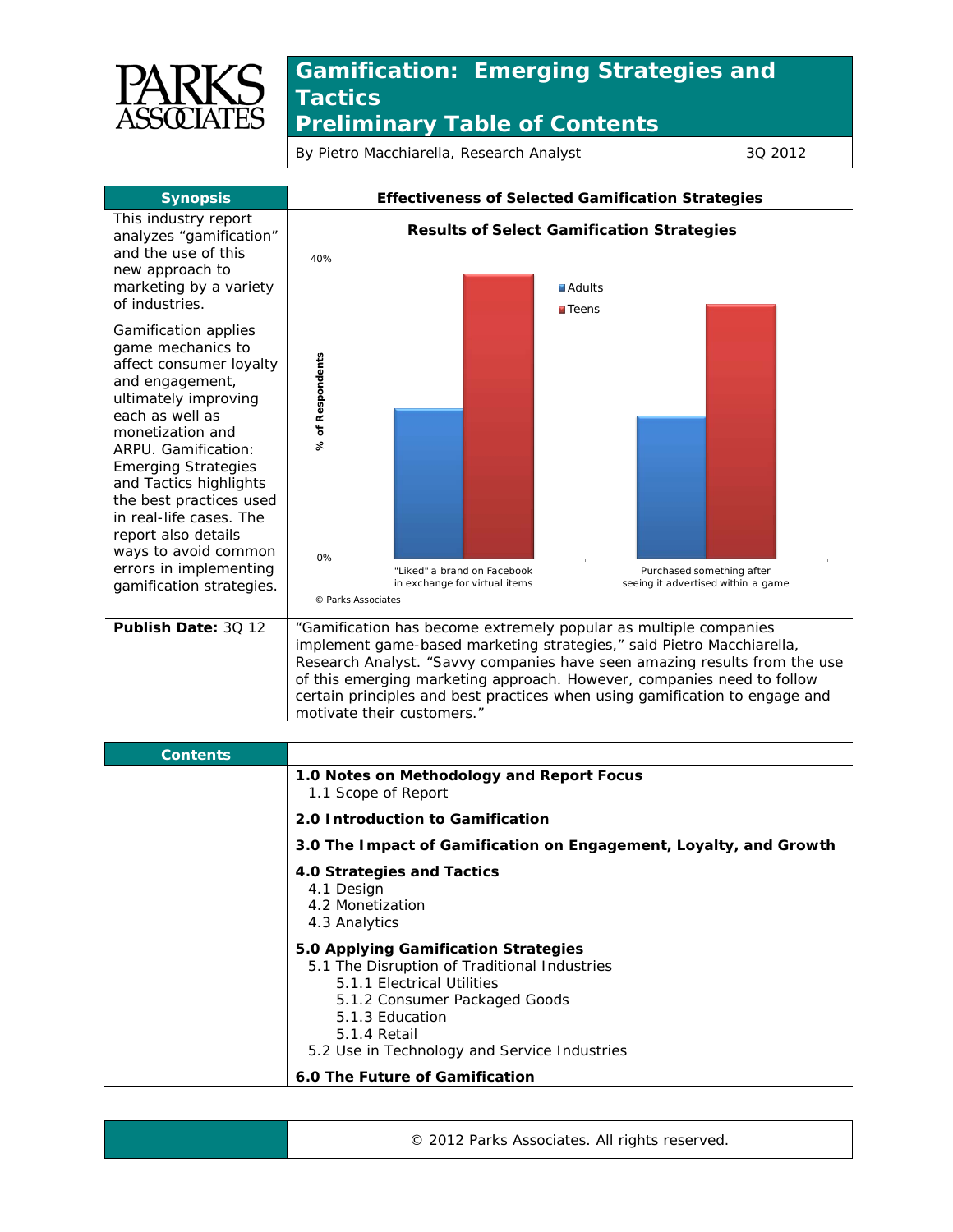# Gamification: Emerging Strategies and Tactics

## Preliminary Table of Contents

By Pietro Macchiarella, Research Analyst — 3Q 2012

## Synopsis

This industry report analyzes "gamification" and the use of this new approach to marketing by a variety of industries.

Gamification applies game mechanics to affect consumer loyalty and engagement, ultimately improving each as well as monetization and ARPU. Gamification: Emerging Strategies and Tactics highlights the best practices used in real-life cases. The report also details ways to avoid common errors in implementing gamification strategies.

## Effectiveness of Selected Gamification Strategies

**Results of Select Gamification Strategies**

% of Respondents (0%–40%); Adults / Teens

- "Liked" a brand on Facebook in exchange for virtual items
- Purchased something after seeing it advertised within a game

© Parks Associates

**Publish Date:** 3Q 12

"Gamification has become extremely popular as multiple companies implement game-based marketing strategies," said Pietro Macchiarella, Research Analyst. "Savvy companies have seen amazing results from the use of this emerging marketing approach. However, companies need to follow certain principles and best practices when using gamification to engage and motivate their customers."

## Contents

**1.0 Notes on Methodology and Report Focus**
- 1.1 Scope of Report

**2.0 Introduction to Gamification**

**3.0 The Impact of Gamification on Engagement, Loyalty, and Growth**

**4.0 Strategies and Tactics**
- 4.1 Design
- 4.2 Monetization
- 4.3 Analytics

**5.0 Applying Gamification Strategies**
- 5.1 The Disruption of Traditional Industries
  - 5.1.1 Electrical Utilities
  - 5.1.2 Consumer Packaged Goods
  - 5.1.3 Education
  - 5.1.4 Retail
- 5.2 Use in Technology and Service Industries

**6.0 The Future of Gamification**

© 2012 Parks Associates. All rights reserved.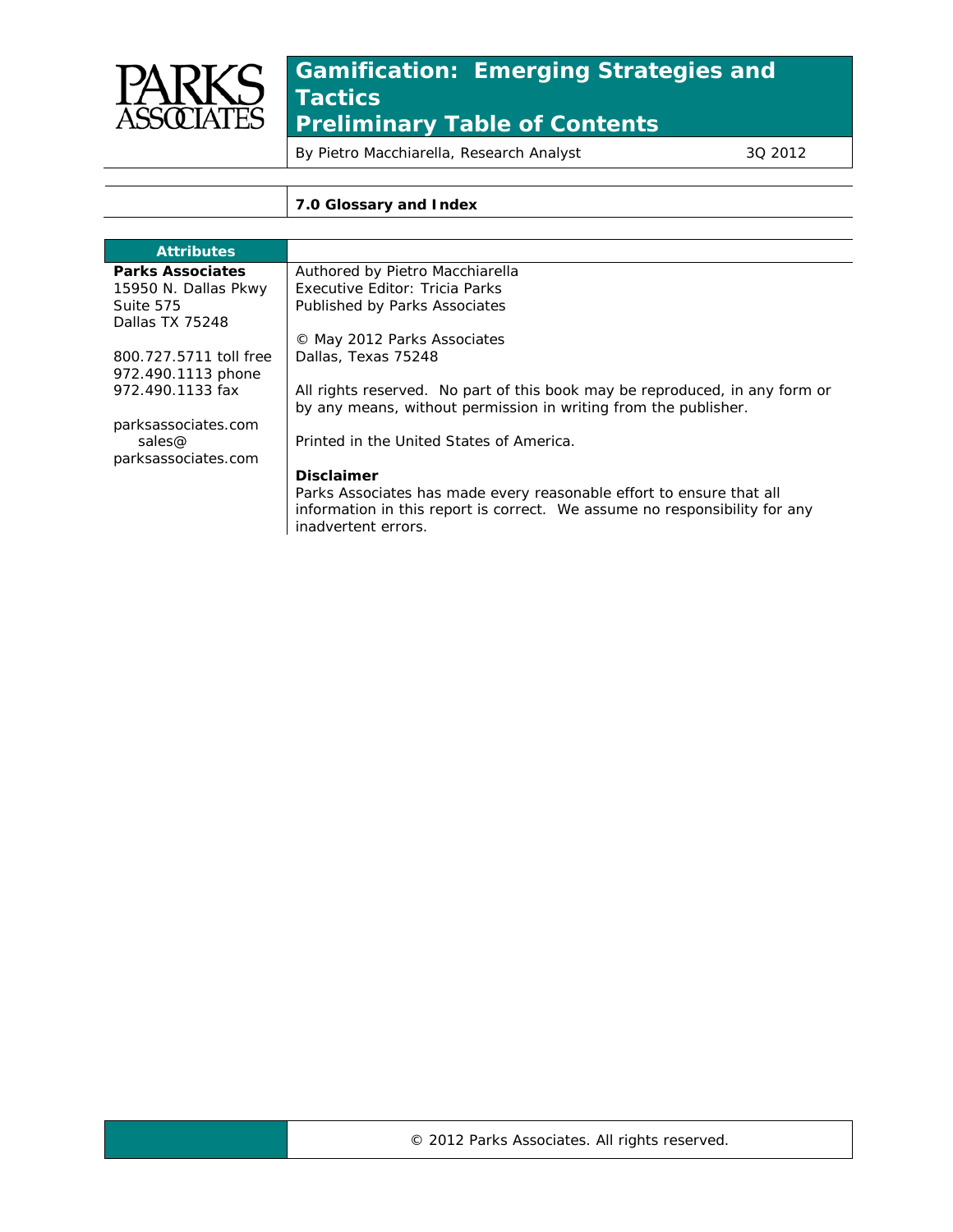# Gamification: Emerging Strategies and Tactics

## Preliminary Table of Contents

By Pietro Macchiarella, Research Analyst | 3Q 2012

**7.0 Glossary and Index**

| Attributes | |
|---|---|
| **Parks Associates**<br>15950 N. Dallas Pkwy<br>Suite 575<br>Dallas TX 75248<br><br>800.727.5711 toll free<br>972.490.1113 phone<br>972.490.1133 fax<br><br>parksassociates.com<br>sales@<br>parksassociates.com | Authored by Pietro Macchiarella<br>Executive Editor: Tricia Parks<br>Published by Parks Associates<br><br>© May 2012 Parks Associates<br>Dallas, Texas 75248<br><br>All rights reserved. No part of this book may be reproduced, in any form or by any means, without permission in writing from the publisher.<br><br>Printed in the United States of America.<br><br>**Disclaimer**<br>Parks Associates has made every reasonable effort to ensure that all information in this report is correct. We assume no responsibility for any inadvertent errors. |

© 2012 Parks Associates. All rights reserved.